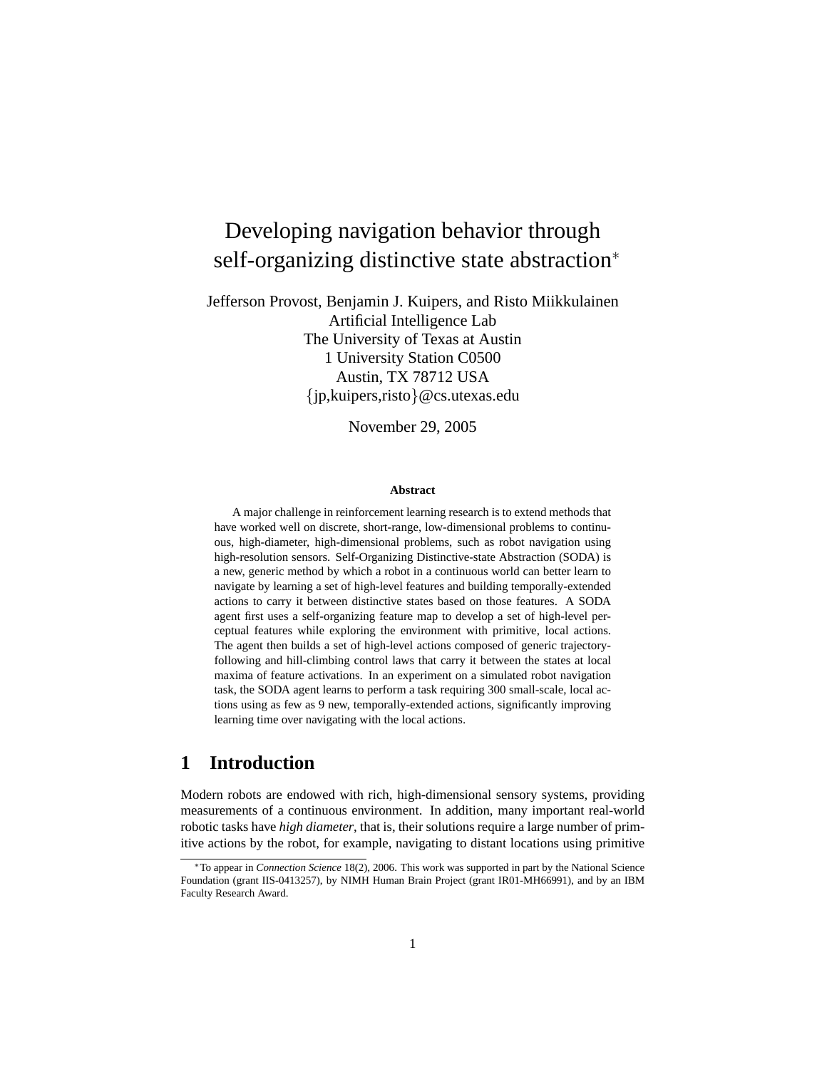# Developing navigation behavior through self-organizing distinctive state abstraction*

Jefferson Provost, Benjamin J. Kuipers, and Risto Miikkulainen
Artificial Intelligence Lab
The University of Texas at Austin
1 University Station C0500
Austin, TX 78712 USA
{jp,kuipers,risto}@cs.utexas.edu

November 29, 2005

**Abstract**

A major challenge in reinforcement learning research is to extend methods that have worked well on discrete, short-range, low-dimensional problems to continuous, high-diameter, high-dimensional problems, such as robot navigation using high-resolution sensors. Self-Organizing Distinctive-state Abstraction (SODA) is a new, generic method by which a robot in a continuous world can better learn to navigate by learning a set of high-level features and building temporally-extended actions to carry it between distinctive states based on those features. A SODA agent first uses a self-organizing feature map to develop a set of high-level perceptual features while exploring the environment with primitive, local actions. The agent then builds a set of high-level actions composed of generic trajectory-following and hill-climbing control laws that carry it between the states at local maxima of feature activations. In an experiment on a simulated robot navigation task, the SODA agent learns to perform a task requiring 300 small-scale, local actions using as few as 9 new, temporally-extended actions, significantly improving learning time over navigating with the local actions.

## 1 Introduction

Modern robots are endowed with rich, high-dimensional sensory systems, providing measurements of a continuous environment. In addition, many important real-world robotic tasks have *high diameter*, that is, their solutions require a large number of primitive actions by the robot, for example, navigating to distant locations using primitive

*To appear in *Connection Science* 18(2), 2006. This work was supported in part by the National Science Foundation (grant IIS-0413257), by NIMH Human Brain Project (grant IR01-MH66991), and by an IBM Faculty Research Award.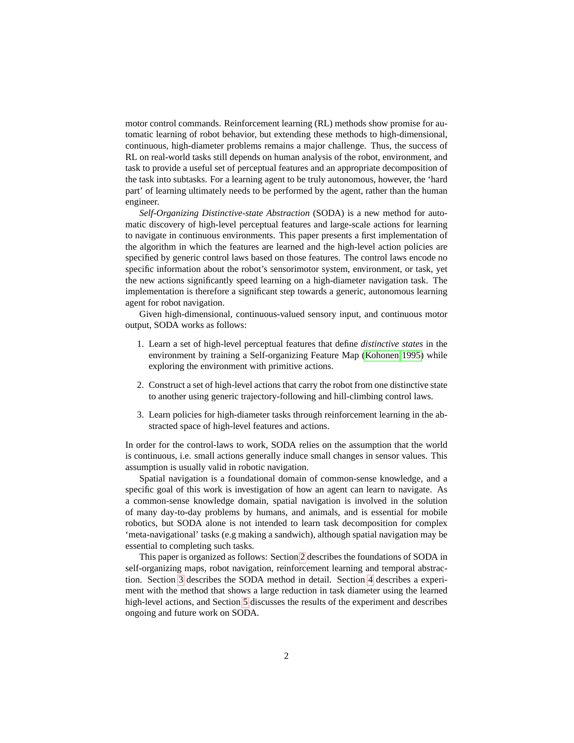motor control commands. Reinforcement learning (RL) methods show promise for automatic learning of robot behavior, but extending these methods to high-dimensional, continuous, high-diameter problems remains a major challenge. Thus, the success of RL on real-world tasks still depends on human analysis of the robot, environment, and task to provide a useful set of perceptual features and an appropriate decomposition of the task into subtasks. For a learning agent to be truly autonomous, however, the 'hard part' of learning ultimately needs to be performed by the agent, rather than the human engineer.

*Self-Organizing Distinctive-state Abstraction* (SODA) is a new method for automatic discovery of high-level perceptual features and large-scale actions for learning to navigate in continuous environments. This paper presents a first implementation of the algorithm in which the features are learned and the high-level action policies are specified by generic control laws based on those features. The control laws encode no specific information about the robot's sensorimotor system, environment, or task, yet the new actions significantly speed learning on a high-diameter navigation task. The implementation is therefore a significant step towards a generic, autonomous learning agent for robot navigation.

Given high-dimensional, continuous-valued sensory input, and continuous motor output, SODA works as follows:

1. Learn a set of high-level perceptual features that define *distinctive states* in the environment by training a Self-organizing Feature Map (Kohonen 1995) while exploring the environment with primitive actions.

2. Construct a set of high-level actions that carry the robot from one distinctive state to another using generic trajectory-following and hill-climbing control laws.

3. Learn policies for high-diameter tasks through reinforcement learning in the abstracted space of high-level features and actions.

In order for the control-laws to work, SODA relies on the assumption that the world is continuous, i.e. small actions generally induce small changes in sensor values. This assumption is usually valid in robotic navigation.

Spatial navigation is a foundational domain of common-sense knowledge, and a specific goal of this work is investigation of how an agent can learn to navigate. As a common-sense knowledge domain, spatial navigation is involved in the solution of many day-to-day problems by humans, and animals, and is essential for mobile robotics, but SODA alone is not intended to learn task decomposition for complex 'meta-navigational' tasks (e.g making a sandwich), although spatial navigation may be essential to completing such tasks.

This paper is organized as follows: Section 2 describes the foundations of SODA in self-organizing maps, robot navigation, reinforcement learning and temporal abstraction. Section 3 describes the SODA method in detail. Section 4 describes a experiment with the method that shows a large reduction in task diameter using the learned high-level actions, and Section 5 discusses the results of the experiment and describes ongoing and future work on SODA.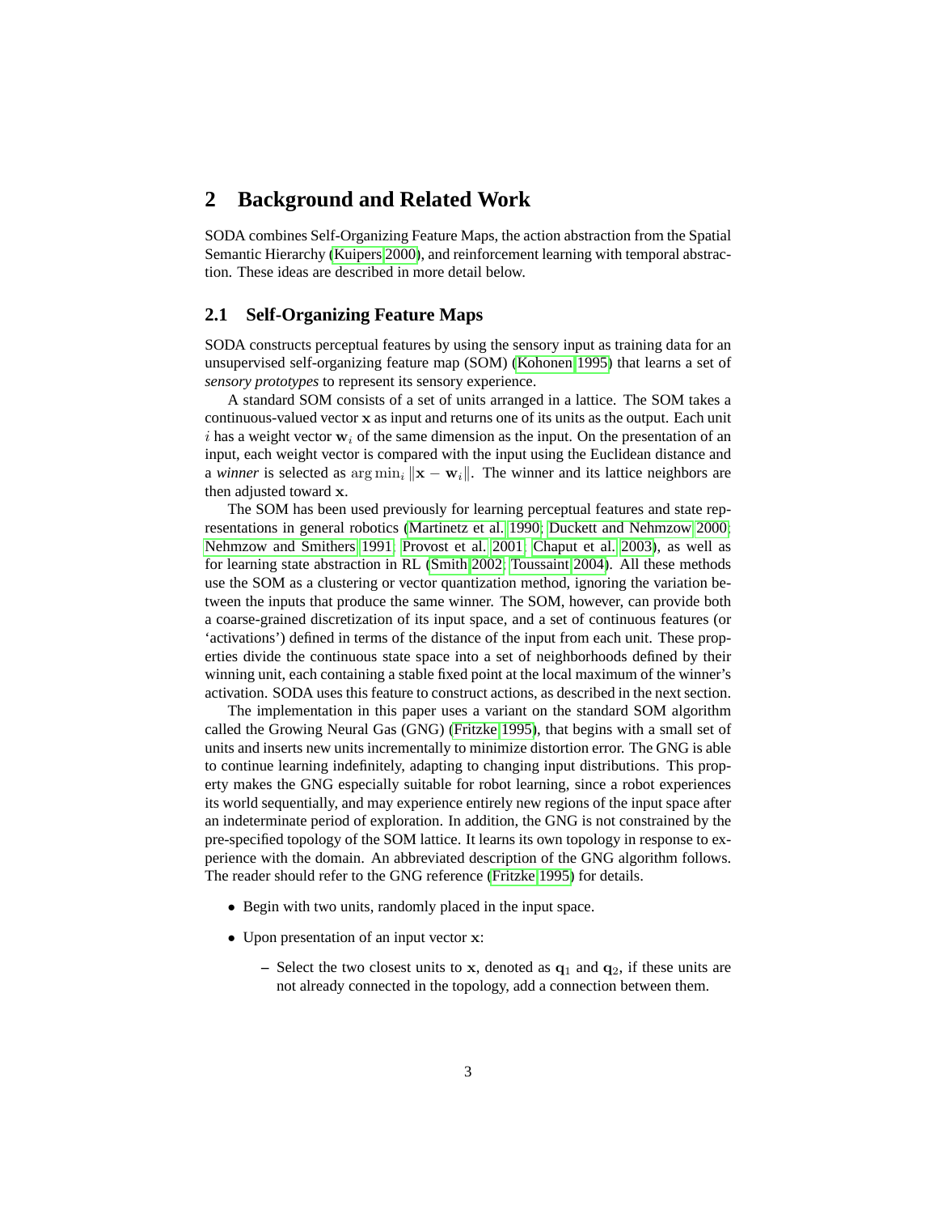## 2 Background and Related Work

SODA combines Self-Organizing Feature Maps, the action abstraction from the Spatial Semantic Hierarchy (Kuipers 2000), and reinforcement learning with temporal abstraction. These ideas are described in more detail below.

### 2.1 Self-Organizing Feature Maps

SODA constructs perceptual features by using the sensory input as training data for an unsupervised self-organizing feature map (SOM) (Kohonen 1995) that learns a set of *sensory prototypes* to represent its sensory experience.

A standard SOM consists of a set of units arranged in a lattice. The SOM takes a continuous-valued vector $\mathbf{x}$ as input and returns one of its units as the output. Each unit $i$ has a weight vector $\mathbf{w}_i$ of the same dimension as the input. On the presentation of an input, each weight vector is compared with the input using the Euclidean distance and a *winner* is selected as $\arg\min_i \|\mathbf{x} - \mathbf{w}_i\|$. The winner and its lattice neighbors are then adjusted toward $\mathbf{x}$.

The SOM has been used previously for learning perceptual features and state representations in general robotics (Martinetz et al. 1990; Duckett and Nehmzow 2000; Nehmzow and Smithers 1991; Provost et al. 2001; Chaput et al. 2003), as well as for learning state abstraction in RL (Smith 2002; Toussaint 2004). All these methods use the SOM as a clustering or vector quantization method, ignoring the variation between the inputs that produce the same winner. The SOM, however, can provide both a coarse-grained discretization of its input space, and a set of continuous features (or 'activations') defined in terms of the distance of the input from each unit. These properties divide the continuous state space into a set of neighborhoods defined by their winning unit, each containing a stable fixed point at the local maximum of the winner's activation. SODA uses this feature to construct actions, as described in the next section.

The implementation in this paper uses a variant on the standard SOM algorithm called the Growing Neural Gas (GNG) (Fritzke 1995), that begins with a small set of units and inserts new units incrementally to minimize distortion error. The GNG is able to continue learning indefinitely, adapting to changing input distributions. This property makes the GNG especially suitable for robot learning, since a robot experiences its world sequentially, and may experience entirely new regions of the input space after an indeterminate period of exploration. In addition, the GNG is not constrained by the pre-specified topology of the SOM lattice. It learns its own topology in response to experience with the domain. An abbreviated description of the GNG algorithm follows. The reader should refer to the GNG reference (Fritzke 1995) for details.

- Begin with two units, randomly placed in the input space.
- Upon presentation of an input vector $\mathbf{x}$:
  - Select the two closest units to $\mathbf{x}$, denoted as $\mathbf{q}_1$ and $\mathbf{q}_2$, if these units are not already connected in the topology, add a connection between them.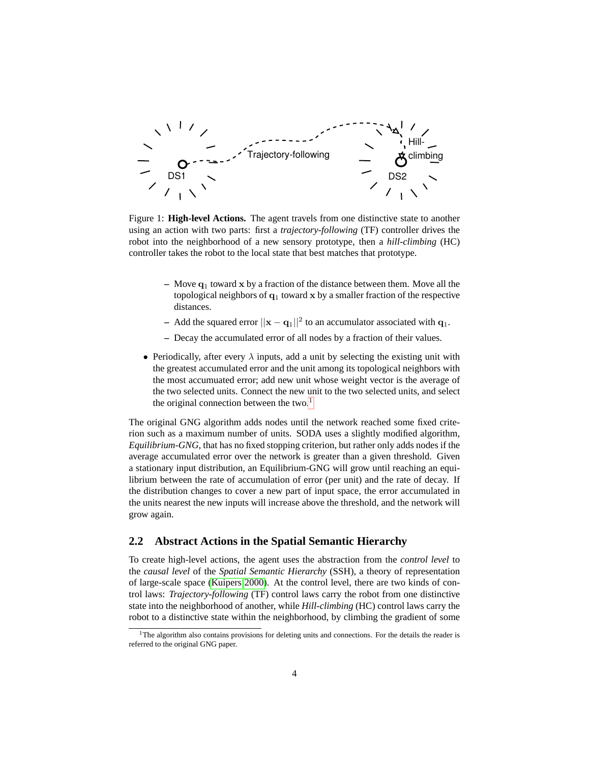Figure 1: **High-level Actions.** The agent travels from one distinctive state to another using an action with two parts: first a *trajectory-following* (TF) controller drives the robot into the neighborhood of a new sensory prototype, then a *hill-climbing* (HC) controller takes the robot to the local state that best matches that prototype.

- Move $\mathbf{q}_1$ toward $\mathbf{x}$ by a fraction of the distance between them. Move all the topological neighbors of $\mathbf{q}_1$ toward $\mathbf{x}$ by a smaller fraction of the respective distances.
- Add the squared error $||\mathbf{x} - \mathbf{q}_1||^2$ to an accumulator associated with $\mathbf{q}_1$.
- Decay the accumulated error of all nodes by a fraction of their values.

- Periodically, after every $\lambda$ inputs, add a unit by selecting the existing unit with the greatest accumulated error and the unit among its topological neighbors with the most accumuated error; add new unit whose weight vector is the average of the two selected units. Connect the new unit to the two selected units, and select the original connection between the two.[1]

The original GNG algorithm adds nodes until the network reached some fixed criterion such as a maximum number of units. SODA uses a slightly modified algorithm, *Equilibrium-GNG*, that has no fixed stopping criterion, but rather only adds nodes if the average accumulated error over the network is greater than a given threshold. Given a stationary input distribution, an Equilibrium-GNG will grow until reaching an equilibrium between the rate of accumulation of error (per unit) and the rate of decay. If the distribution changes to cover a new part of input space, the error accumulated in the units nearest the new inputs will increase above the threshold, and the network will grow again.

## 2.2 Abstract Actions in the Spatial Semantic Hierarchy

To create high-level actions, the agent uses the abstraction from the *control level* to the *causal level* of the *Spatial Semantic Hierarchy* (SSH), a theory of representation of large-scale space (Kuipers 2000). At the control level, there are two kinds of control laws: *Trajectory-following* (TF) control laws carry the robot from one distinctive state into the neighborhood of another, while *Hill-climbing* (HC) control laws carry the robot to a distinctive state within the neighborhood, by climbing the gradient of some

[1] The algorithm also contains provisions for deleting units and connections. For the details the reader is referred to the original GNG paper.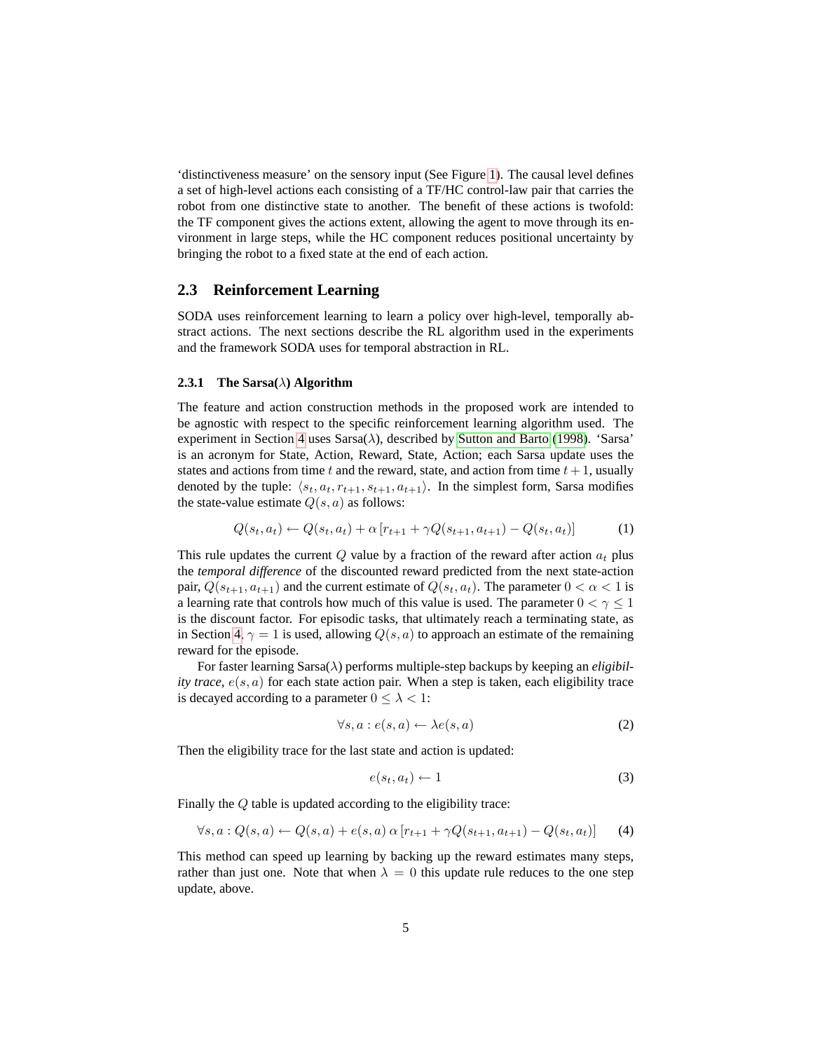'distinctiveness measure' on the sensory input (See Figure 1). The causal level defines a set of high-level actions each consisting of a TF/HC control-law pair that carries the robot from one distinctive state to another. The benefit of these actions is twofold: the TF component gives the actions extent, allowing the agent to move through its environment in large steps, while the HC component reduces positional uncertainty by bringing the robot to a fixed state at the end of each action.

## 2.3 Reinforcement Learning

SODA uses reinforcement learning to learn a policy over high-level, temporally abstract actions. The next sections describe the RL algorithm used in the experiments and the framework SODA uses for temporal abstraction in RL.

### 2.3.1 The Sarsa($\lambda$) Algorithm

The feature and action construction methods in the proposed work are intended to be agnostic with respect to the specific reinforcement learning algorithm used. The experiment in Section 4 uses Sarsa($\lambda$), described by Sutton and Barto (1998). 'Sarsa' is an acronym for State, Action, Reward, State, Action; each Sarsa update uses the states and actions from time $t$ and the reward, state, and action from time $t+1$, usually denoted by the tuple: $\langle s_t, a_t, r_{t+1}, s_{t+1}, a_{t+1} \rangle$. In the simplest form, Sarsa modifies the state-value estimate $Q(s,a)$ as follows:

$$Q(s_t, a_t) \leftarrow Q(s_t, a_t) + \alpha \left[ r_{t+1} + \gamma Q(s_{t+1}, a_{t+1}) - Q(s_t, a_t) \right] \tag{1}$$

This rule updates the current $Q$ value by a fraction of the reward after action $a_t$ plus the *temporal difference* of the discounted reward predicted from the next state-action pair, $Q(s_{t+1}, a_{t+1})$ and the current estimate of $Q(s_t, a_t)$. The parameter $0 < \alpha < 1$ is a learning rate that controls how much of this value is used. The parameter $0 < \gamma \leq 1$ is the discount factor. For episodic tasks, that ultimately reach a terminating state, as in Section 4, $\gamma = 1$ is used, allowing $Q(s,a)$ to approach an estimate of the remaining reward for the episode.

For faster learning Sarsa($\lambda$) performs multiple-step backups by keeping an *eligibility trace*, $e(s,a)$ for each state action pair. When a step is taken, each eligibility trace is decayed according to a parameter $0 \leq \lambda < 1$:

$$\forall s, a : e(s,a) \leftarrow \lambda e(s,a) \tag{2}$$

Then the eligibility trace for the last state and action is updated:

$$e(s_t, a_t) \leftarrow 1 \tag{3}$$

Finally the $Q$ table is updated according to the eligibility trace:

$$\forall s, a : Q(s,a) \leftarrow Q(s,a) + e(s,a)\, \alpha \left[ r_{t+1} + \gamma Q(s_{t+1}, a_{t+1}) - Q(s_t, a_t) \right] \tag{4}$$

This method can speed up learning by backing up the reward estimates many steps, rather than just one. Note that when $\lambda = 0$ this update rule reduces to the one step update, above.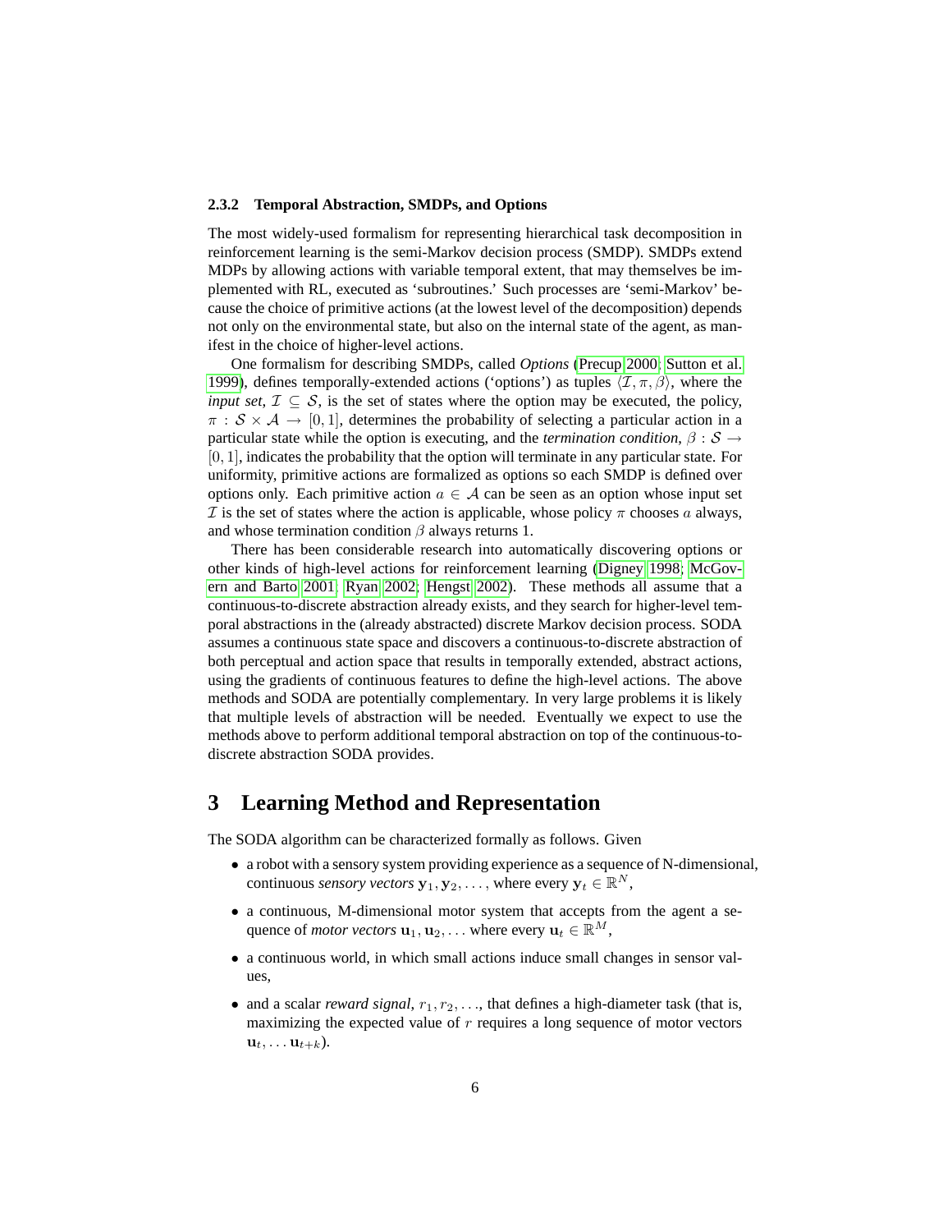### 2.3.2 Temporal Abstraction, SMDPs, and Options

The most widely-used formalism for representing hierarchical task decomposition in reinforcement learning is the semi-Markov decision process (SMDP). SMDPs extend MDPs by allowing actions with variable temporal extent, that may themselves be implemented with RL, executed as 'subroutines.' Such processes are 'semi-Markov' because the choice of primitive actions (at the lowest level of the decomposition) depends not only on the environmental state, but also on the internal state of the agent, as manifest in the choice of higher-level actions.

One formalism for describing SMDPs, called *Options* (Precup 2000; Sutton et al. 1999), defines temporally-extended actions ('options') as tuples $\langle \mathcal{I}, \pi, \beta \rangle$, where the *input set*, $\mathcal{I} \subseteq \mathcal{S}$, is the set of states where the option may be executed, the policy, $\pi : \mathcal{S} \times \mathcal{A} \rightarrow [0, 1]$, determines the probability of selecting a particular action in a particular state while the option is executing, and the *termination condition*, $\beta : \mathcal{S} \rightarrow [0, 1]$, indicates the probability that the option will terminate in any particular state. For uniformity, primitive actions are formalized as options so each SMDP is defined over options only. Each primitive action $a \in \mathcal{A}$ can be seen as an option whose input set $\mathcal{I}$ is the set of states where the action is applicable, whose policy $\pi$ chooses $a$ always, and whose termination condition $\beta$ always returns 1.

There has been considerable research into automatically discovering options or other kinds of high-level actions for reinforcement learning (Digney 1998; McGovern and Barto 2001; Ryan 2002; Hengst 2002). These methods all assume that a continuous-to-discrete abstraction already exists, and they search for higher-level temporal abstractions in the (already abstracted) discrete Markov decision process. SODA assumes a continuous state space and discovers a continuous-to-discrete abstraction of both perceptual and action space that results in temporally extended, abstract actions, using the gradients of continuous features to define the high-level actions. The above methods and SODA are potentially complementary. In very large problems it is likely that multiple levels of abstraction will be needed. Eventually we expect to use the methods above to perform additional temporal abstraction on top of the continuous-to-discrete abstraction SODA provides.

# 3 Learning Method and Representation

The SODA algorithm can be characterized formally as follows. Given

- a robot with a sensory system providing experience as a sequence of N-dimensional, continuous *sensory vectors* $\mathbf{y}_1, \mathbf{y}_2, \ldots$, where every $\mathbf{y}_t \in \mathbb{R}^N$,
- a continuous, M-dimensional motor system that accepts from the agent a sequence of *motor vectors* $\mathbf{u}_1, \mathbf{u}_2, \ldots$ where every $\mathbf{u}_t \in \mathbb{R}^M$,
- a continuous world, in which small actions induce small changes in sensor values,
- and a scalar *reward signal*, $r_1, r_2, \ldots$, that defines a high-diameter task (that is, maximizing the expected value of $r$ requires a long sequence of motor vectors $\mathbf{u}_t, \ldots \mathbf{u}_{t+k}$).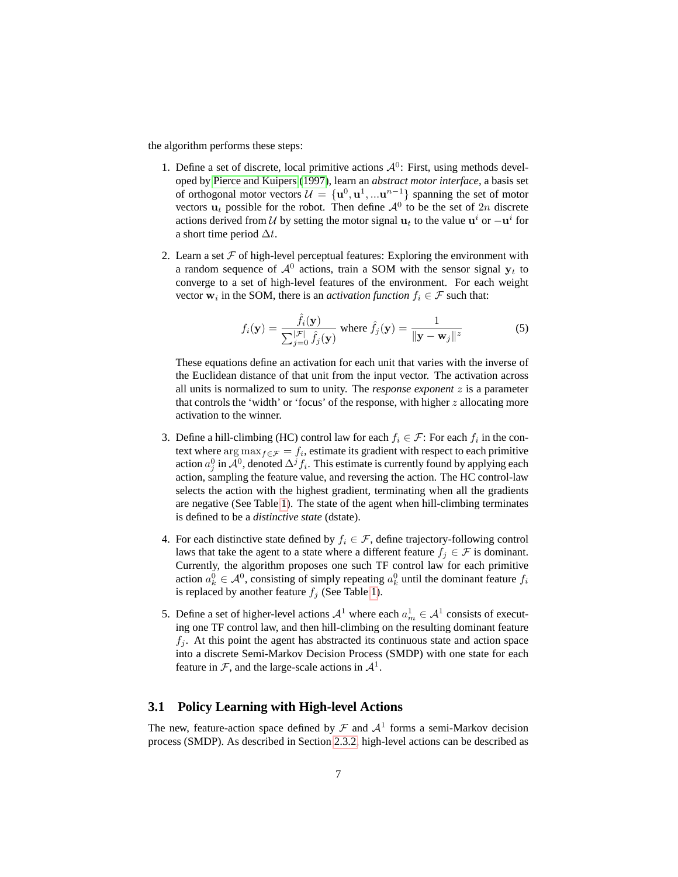the algorithm performs these steps:

1. Define a set of discrete, local primitive actions $\mathcal{A}^0$: First, using methods developed by Pierce and Kuipers (1997), learn an *abstract motor interface*, a basis set of orthogonal motor vectors $\mathcal{U} = \{\mathbf{u}^0, \mathbf{u}^1, ...\mathbf{u}^{n-1}\}$ spanning the set of motor vectors $\mathbf{u}_t$ possible for the robot. Then define $\mathcal{A}^0$ to be the set of $2n$ discrete actions derived from $\mathcal{U}$ by setting the motor signal $\mathbf{u}_t$ to the value $\mathbf{u}^i$ or $-\mathbf{u}^i$ for a short time period $\Delta t$.

2. Learn a set $\mathcal{F}$ of high-level perceptual features: Exploring the environment with a random sequence of $\mathcal{A}^0$ actions, train a SOM with the sensor signal $\mathbf{y}_t$ to converge to a set of high-level features of the environment. For each weight vector $\mathbf{w}_i$ in the SOM, there is an *activation function* $f_i \in \mathcal{F}$ such that:

$$f_i(\mathbf{y}) = \frac{\hat{f}_i(\mathbf{y})}{\sum_{j=0}^{|\mathcal{F}|} \hat{f}_j(\mathbf{y})} \text{ where } \hat{f}_j(\mathbf{y}) = \frac{1}{\|\mathbf{y} - \mathbf{w}_j\|^z} \tag{5}$$

   These equations define an activation for each unit that varies with the inverse of the Euclidean distance of that unit from the input vector. The activation across all units is normalized to sum to unity. The *response exponent* $z$ is a parameter that controls the 'width' or 'focus' of the response, with higher $z$ allocating more activation to the winner.

3. Define a hill-climbing (HC) control law for each $f_i \in \mathcal{F}$: For each $f_i$ in the context where $\arg\max_{f \in \mathcal{F}} = f_i$, estimate its gradient with respect to each primitive action $a_j^0$ in $\mathcal{A}^0$, denoted $\Delta^j f_i$. This estimate is currently found by applying each action, sampling the feature value, and reversing the action. The HC control-law selects the action with the highest gradient, terminating when all the gradients are negative (See Table 1). The state of the agent when hill-climbing terminates is defined to be a *distinctive state* (dstate).

4. For each distinctive state defined by $f_i \in \mathcal{F}$, define trajectory-following control laws that take the agent to a state where a different feature $f_j \in \mathcal{F}$ is dominant. Currently, the algorithm proposes one such TF control law for each primitive action $a_k^0 \in \mathcal{A}^0$, consisting of simply repeating $a_k^0$ until the dominant feature $f_i$ is replaced by another feature $f_j$ (See Table 1).

5. Define a set of higher-level actions $\mathcal{A}^1$ where each $a_m^1 \in \mathcal{A}^1$ consists of executing one TF control law, and then hill-climbing on the resulting dominant feature $f_j$. At this point the agent has abstracted its continuous state and action space into a discrete Semi-Markov Decision Process (SMDP) with one state for each feature in $\mathcal{F}$, and the large-scale actions in $\mathcal{A}^1$.

## 3.1 Policy Learning with High-level Actions

The new, feature-action space defined by $\mathcal{F}$ and $\mathcal{A}^1$ forms a semi-Markov decision process (SMDP). As described in Section 2.3.2, high-level actions can be described as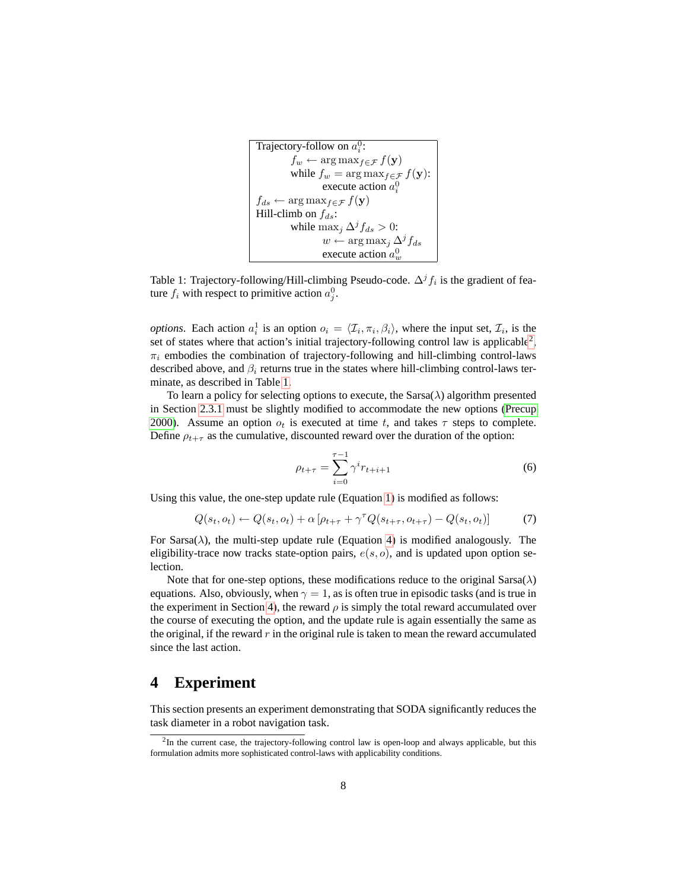```
Trajectory-follow on a_i^0:
        f_w ← arg max_{f∈F} f(y)
        while f_w = arg max_{f∈F} f(y):
                execute action a_i^0
f_ds ← arg max_{f∈F} f(y)
Hill-climb on f_ds:
        while max_j Δ^j f_ds > 0:
                w ← arg max_j Δ^j f_ds
                execute action a_w^0
```

Table 1: Trajectory-following/Hill-climbing Pseudo-code. $\Delta^j f_i$ is the gradient of feature $f_i$ with respect to primitive action $a_j^0$.

*options*. Each action $a_i^1$ is an option $o_i = \langle \mathcal{I}_i, \pi_i, \beta_i \rangle$, where the input set, $\mathcal{I}_i$, is the set of states where that action's initial trajectory-following control law is applicable[2], $\pi_i$ embodies the combination of trajectory-following and hill-climbing control-laws described above, and $\beta_i$ returns true in the states where hill-climbing control-laws terminate, as described in Table 1.

To learn a policy for selecting options to execute, the Sarsa($\lambda$) algorithm presented in Section 2.3.1 must be slightly modified to accommodate the new options (Precup 2000). Assume an option $o_t$ is executed at time $t$, and takes $\tau$ steps to complete. Define $\rho_{t+\tau}$ as the cumulative, discounted reward over the duration of the option:

$$\rho_{t+\tau} = \sum_{i=0}^{\tau-1} \gamma^i r_{t+i+1} \tag{6}$$

Using this value, the one-step update rule (Equation 1) is modified as follows:

$$Q(s_t, o_t) \leftarrow Q(s_t, o_t) + \alpha \left[ \rho_{t+\tau} + \gamma^\tau Q(s_{t+\tau}, o_{t+\tau}) - Q(s_t, o_t) \right] \tag{7}$$

For Sarsa($\lambda$), the multi-step update rule (Equation 4) is modified analogously. The eligibility-trace now tracks state-option pairs, $e(s, o)$, and is updated upon option selection.

Note that for one-step options, these modifications reduce to the original Sarsa($\lambda$) equations. Also, obviously, when $\gamma = 1$, as is often true in episodic tasks (and is true in the experiment in Section 4), the reward $\rho$ is simply the total reward accumulated over the course of executing the option, and the update rule is again essentially the same as the original, if the reward $r$ in the original rule is taken to mean the reward accumulated since the last action.

# 4 Experiment

This section presents an experiment demonstrating that SODA significantly reduces the task diameter in a robot navigation task.

[2] In the current case, the trajectory-following control law is open-loop and always applicable, but this formulation admits more sophisticated control-laws with applicability conditions.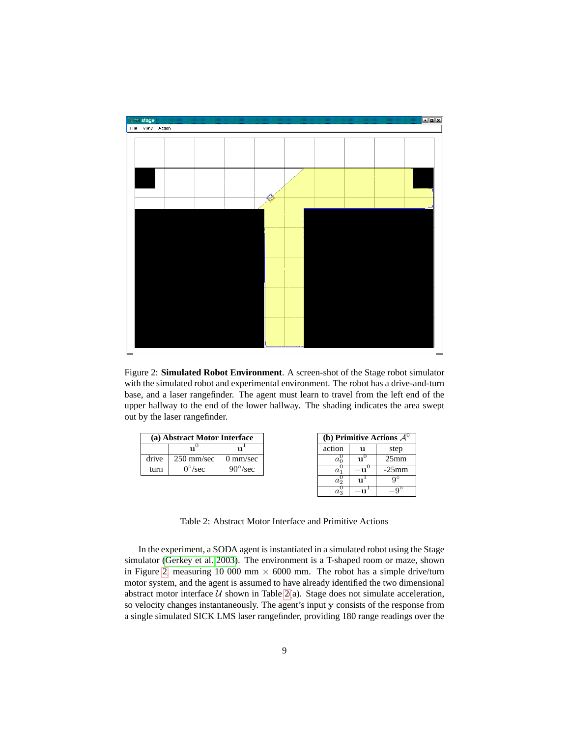Figure 2: **Simulated Robot Environment**. A screen-shot of the Stage robot simulator with the simulated robot and experimental environment. The robot has a drive-and-turn base, and a laser rangefinder. The agent must learn to travel from the left end of the upper hallway to the end of the lower hallway. The shading indicates the area swept out by the laser rangefinder.

**(a) Abstract Motor Interface**

| | $\mathbf{u}^0$ | $\mathbf{u}^1$ |
|---|---|---|
| drive | 250 mm/sec | 0 mm/sec |
| turn | $0°$/sec | $90°$/sec |

**(b) Primitive Actions $\mathcal{A}^0$**

| action | $\mathbf{u}$ | step |
|---|---|---|
| $a_0^0$ | $\mathbf{u}^0$ | 25mm |
| $a_1^0$ | $-\mathbf{u}^0$ | -25mm |
| $a_2^0$ | $\mathbf{u}^1$ | $9°$ |
| $a_3^0$ | $-\mathbf{u}^1$ | $-9°$ |

Table 2: Abstract Motor Interface and Primitive Actions

In the experiment, a SODA agent is instantiated in a simulated robot using the Stage simulator (Gerkey et al. 2003). The environment is a T-shaped room or maze, shown in Figure 2, measuring 10 000 mm $\times$ 6000 mm. The robot has a simple drive/turn motor system, and the agent is assumed to have already identified the two dimensional abstract motor interface $\mathcal{U}$ shown in Table 2(a). Stage does not simulate acceleration, so velocity changes instantaneously. The agent's input $\mathbf{y}$ consists of the response from a single simulated SICK LMS laser rangefinder, providing 180 range readings over the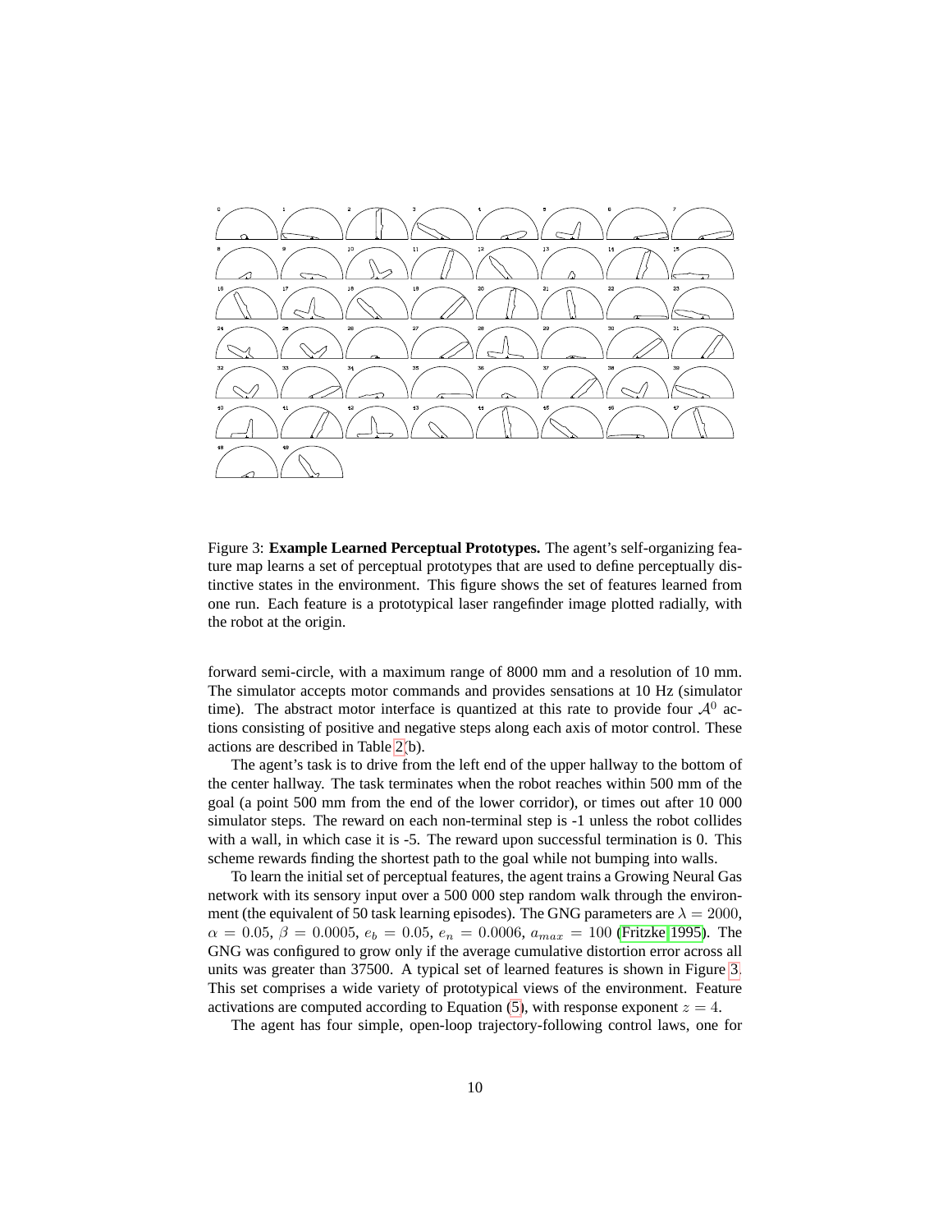Figure 3: **Example Learned Perceptual Prototypes.** The agent's self-organizing feature map learns a set of perceptual prototypes that are used to define perceptually distinctive states in the environment. This figure shows the set of features learned from one run. Each feature is a prototypical laser rangefinder image plotted radially, with the robot at the origin.

forward semi-circle, with a maximum range of 8000 mm and a resolution of 10 mm. The simulator accepts motor commands and provides sensations at 10 Hz (simulator time). The abstract motor interface is quantized at this rate to provide four $\mathcal{A}^0$ actions consisting of positive and negative steps along each axis of motor control. These actions are described in Table 2(b).

The agent's task is to drive from the left end of the upper hallway to the bottom of the center hallway. The task terminates when the robot reaches within 500 mm of the goal (a point 500 mm from the end of the lower corridor), or times out after 10 000 simulator steps. The reward on each non-terminal step is -1 unless the robot collides with a wall, in which case it is -5. The reward upon successful termination is 0. This scheme rewards finding the shortest path to the goal while not bumping into walls.

To learn the initial set of perceptual features, the agent trains a Growing Neural Gas network with its sensory input over a 500 000 step random walk through the environment (the equivalent of 50 task learning episodes). The GNG parameters are $\lambda = 2000$, $\alpha = 0.05$, $\beta = 0.0005$, $e_b = 0.05$, $e_n = 0.0006$, $a_{max} = 100$ (Fritzke 1995). The GNG was configured to grow only if the average cumulative distortion error across all units was greater than 37500. A typical set of learned features is shown in Figure 3. This set comprises a wide variety of prototypical views of the environment. Feature activations are computed according to Equation (5), with response exponent $z = 4$.

The agent has four simple, open-loop trajectory-following control laws, one for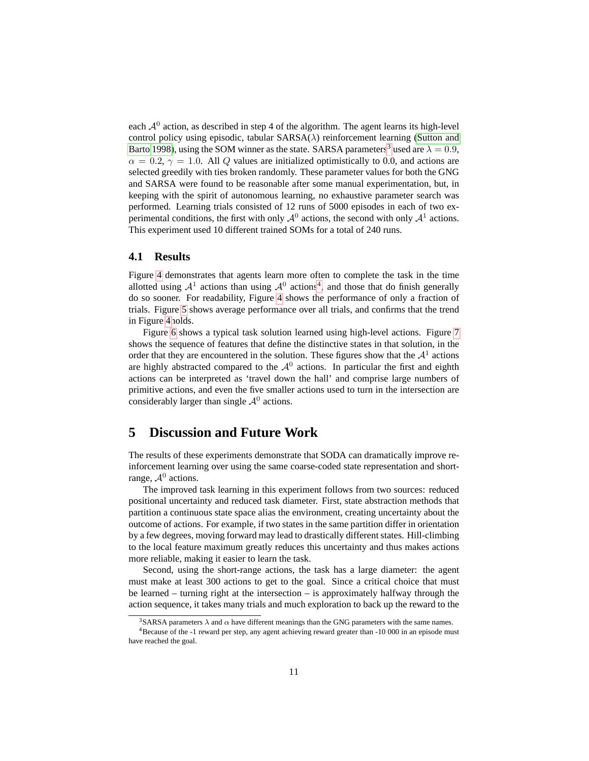each $\mathcal{A}^0$ action, as described in step 4 of the algorithm. The agent learns its high-level control policy using episodic, tabular SARSA($\lambda$) reinforcement learning (Sutton and Barto 1998), using the SOM winner as the state. SARSA parameters[3] used are $\lambda = 0.9$, $\alpha = 0.2$, $\gamma = 1.0$. All $Q$ values are initialized optimistically to 0.0, and actions are selected greedily with ties broken randomly. These parameter values for both the GNG and SARSA were found to be reasonable after some manual experimentation, but, in keeping with the spirit of autonomous learning, no exhaustive parameter search was performed. Learning trials consisted of 12 runs of 5000 episodes in each of two experimental conditions, the first with only $\mathcal{A}^0$ actions, the second with only $\mathcal{A}^1$ actions. This experiment used 10 different trained SOMs for a total of 240 runs.

### 4.1 Results

Figure 4 demonstrates that agents learn more often to complete the task in the time allotted using $\mathcal{A}^1$ actions than using $\mathcal{A}^0$ actions[4], and those that do finish generally do so sooner. For readability, Figure 4 shows the performance of only a fraction of trials. Figure 5 shows average performance over all trials, and confirms that the trend in Figure 4 holds.

Figure 6 shows a typical task solution learned using high-level actions. Figure 7 shows the sequence of features that define the distinctive states in that solution, in the order that they are encountered in the solution. These figures show that the $\mathcal{A}^1$ actions are highly abstracted compared to the $\mathcal{A}^0$ actions. In particular the first and eighth actions can be interpreted as 'travel down the hall' and comprise large numbers of primitive actions, and even the five smaller actions used to turn in the intersection are considerably larger than single $\mathcal{A}^0$ actions.

## 5 Discussion and Future Work

The results of these experiments demonstrate that SODA can dramatically improve reinforcement learning over using the same coarse-coded state representation and short-range, $\mathcal{A}^0$ actions.

The improved task learning in this experiment follows from two sources: reduced positional uncertainty and reduced task diameter. First, state abstraction methods that partition a continuous state space alias the environment, creating uncertainty about the outcome of actions. For example, if two states in the same partition differ in orientation by a few degrees, moving forward may lead to drastically different states. Hill-climbing to the local feature maximum greatly reduces this uncertainty and thus makes actions more reliable, making it easier to learn the task.

Second, using the short-range actions, the task has a large diameter: the agent must make at least 300 actions to get to the goal. Since a critical choice that must be learned – turning right at the intersection – is approximately halfway through the action sequence, it takes many trials and much exploration to back up the reward to the

[3] SARSA parameters $\lambda$ and $\alpha$ have different meanings than the GNG parameters with the same names.

[4] Because of the -1 reward per step, any agent achieving reward greater than -10 000 in an episode must have reached the goal.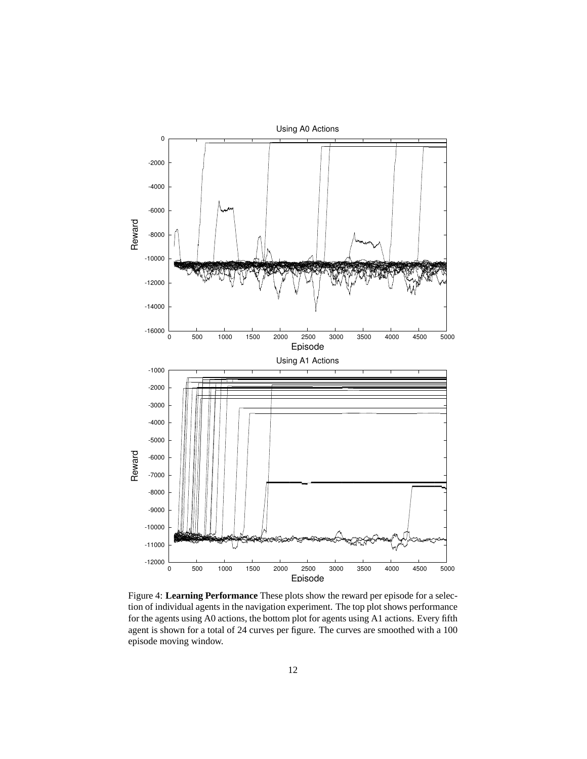Figure 4: **Learning Performance** These plots show the reward per episode for a selection of individual agents in the navigation experiment. The top plot shows performance for the agents using A0 actions, the bottom plot for agents using A1 actions. Every fifth agent is shown for a total of 24 curves per figure. The curves are smoothed with a 100 episode moving window.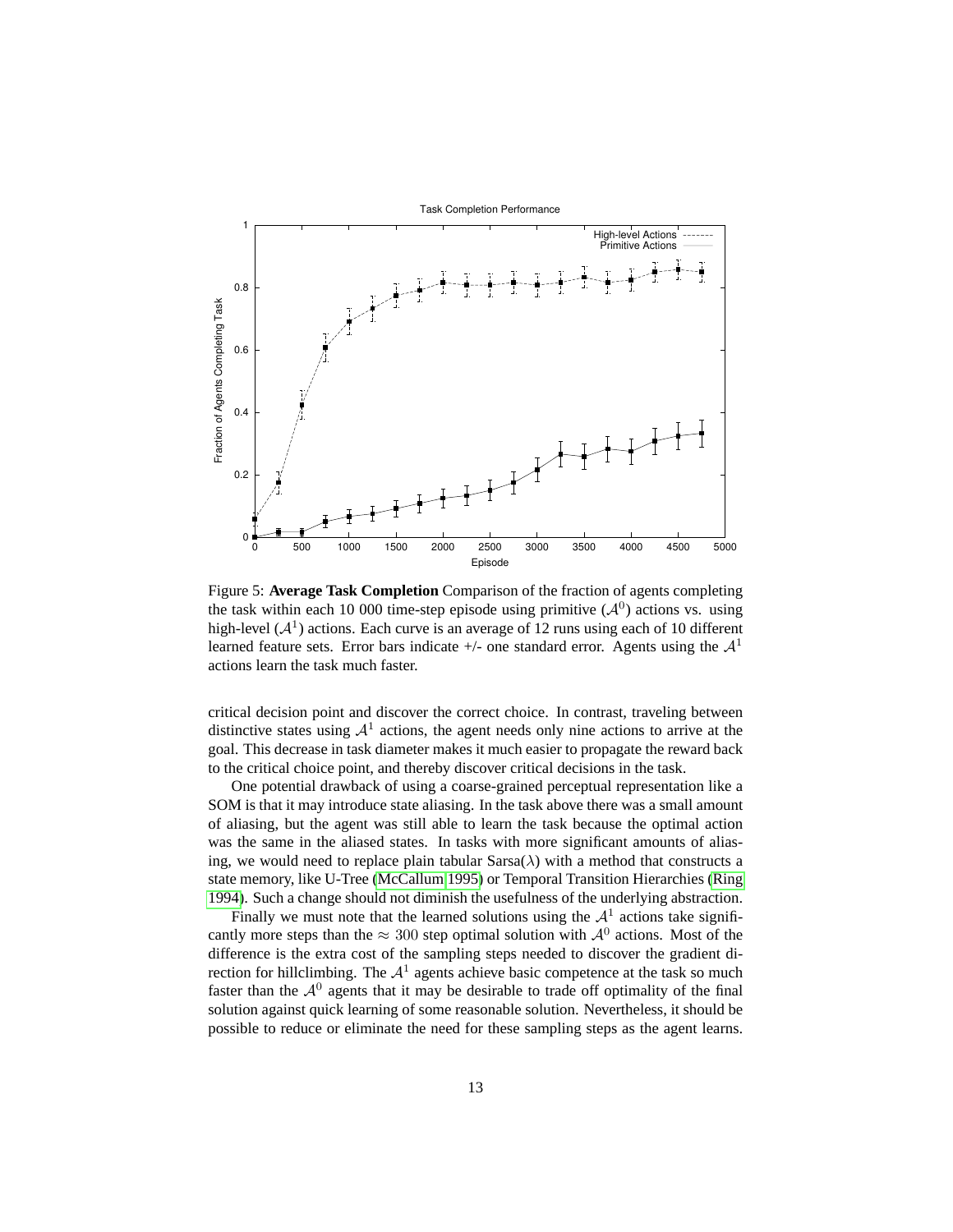Figure 5: **Average Task Completion** Comparison of the fraction of agents completing the task within each 10 000 time-step episode using primitive ($\mathcal{A}^0$) actions vs. using high-level ($\mathcal{A}^1$) actions. Each curve is an average of 12 runs using each of 10 different learned feature sets. Error bars indicate +/- one standard error. Agents using the $\mathcal{A}^1$ actions learn the task much faster.

critical decision point and discover the correct choice. In contrast, traveling between distinctive states using $\mathcal{A}^1$ actions, the agent needs only nine actions to arrive at the goal. This decrease in task diameter makes it much easier to propagate the reward back to the critical choice point, and thereby discover critical decisions in the task.

One potential drawback of using a coarse-grained perceptual representation like a SOM is that it may introduce state aliasing. In the task above there was a small amount of aliasing, but the agent was still able to learn the task because the optimal action was the same in the aliased states. In tasks with more significant amounts of aliasing, we would need to replace plain tabular Sarsa($\lambda$) with a method that constructs a state memory, like U-Tree (McCallum 1995) or Temporal Transition Hierarchies (Ring 1994). Such a change should not diminish the usefulness of the underlying abstraction.

Finally we must note that the learned solutions using the $\mathcal{A}^1$ actions take significantly more steps than the $\approx 300$ step optimal solution with $\mathcal{A}^0$ actions. Most of the difference is the extra cost of the sampling steps needed to discover the gradient direction for hillclimbing. The $\mathcal{A}^1$ agents achieve basic competence at the task so much faster than the $\mathcal{A}^0$ agents that it may be desirable to trade off optimality of the final solution against quick learning of some reasonable solution. Nevertheless, it should be possible to reduce or eliminate the need for these sampling steps as the agent learns.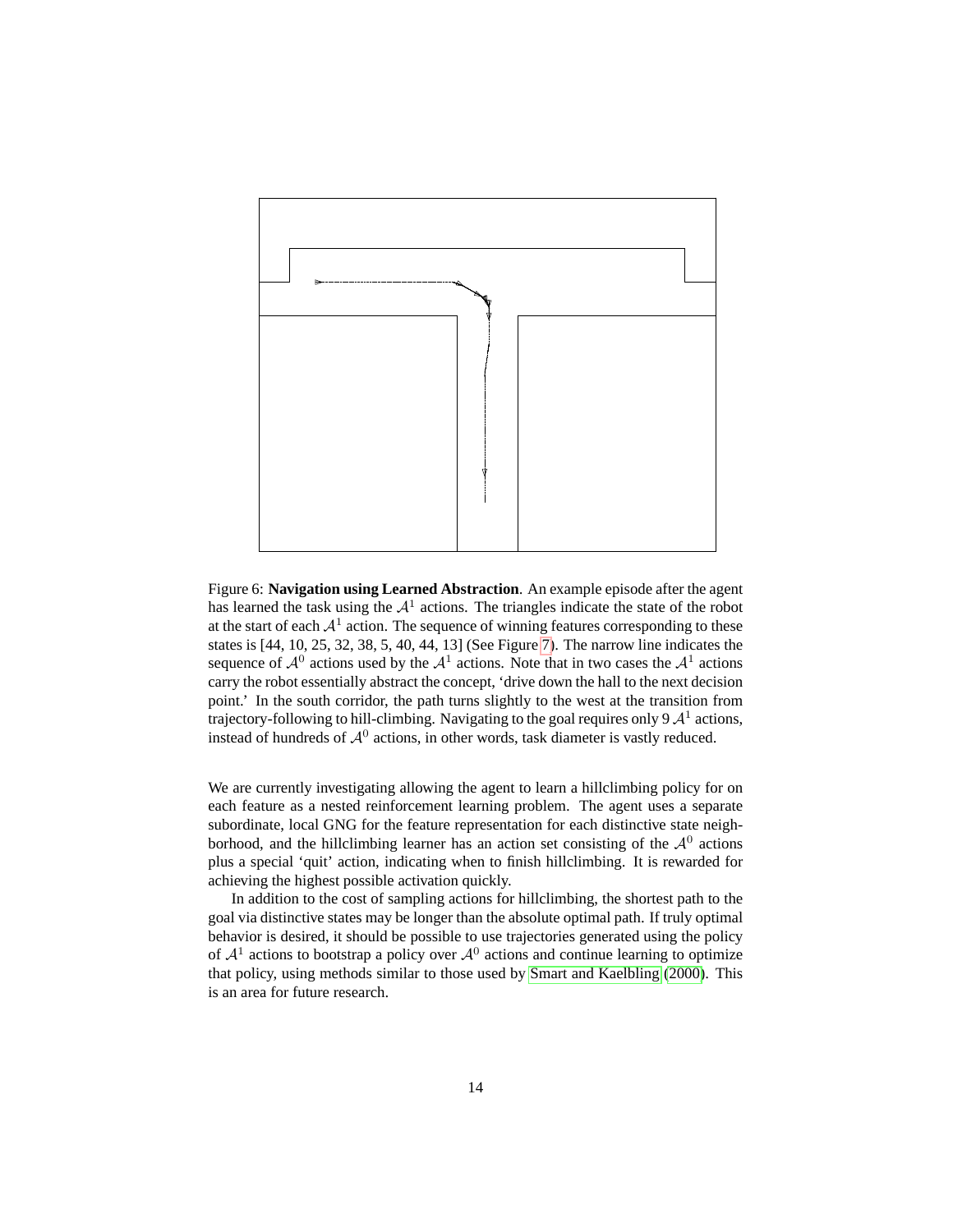Figure 6: **Navigation using Learned Abstraction**. An example episode after the agent has learned the task using the $\mathcal{A}^1$ actions. The triangles indicate the state of the robot at the start of each $\mathcal{A}^1$ action. The sequence of winning features corresponding to these states is [44, 10, 25, 32, 38, 5, 40, 44, 13] (See Figure 7). The narrow line indicates the sequence of $\mathcal{A}^0$ actions used by the $\mathcal{A}^1$ actions. Note that in two cases the $\mathcal{A}^1$ actions carry the robot essentially abstract the concept, 'drive down the hall to the next decision point.' In the south corridor, the path turns slightly to the west at the transition from trajectory-following to hill-climbing. Navigating to the goal requires only 9 $\mathcal{A}^1$ actions, instead of hundreds of $\mathcal{A}^0$ actions, in other words, task diameter is vastly reduced.

We are currently investigating allowing the agent to learn a hillclimbing policy for on each feature as a nested reinforcement learning problem. The agent uses a separate subordinate, local GNG for the feature representation for each distinctive state neighborhood, and the hillclimbing learner has an action set consisting of the $\mathcal{A}^0$ actions plus a special 'quit' action, indicating when to finish hillclimbing. It is rewarded for achieving the highest possible activation quickly.

In addition to the cost of sampling actions for hillclimbing, the shortest path to the goal via distinctive states may be longer than the absolute optimal path. If truly optimal behavior is desired, it should be possible to use trajectories generated using the policy of $\mathcal{A}^1$ actions to bootstrap a policy over $\mathcal{A}^0$ actions and continue learning to optimize that policy, using methods similar to those used by Smart and Kaelbling (2000). This is an area for future research.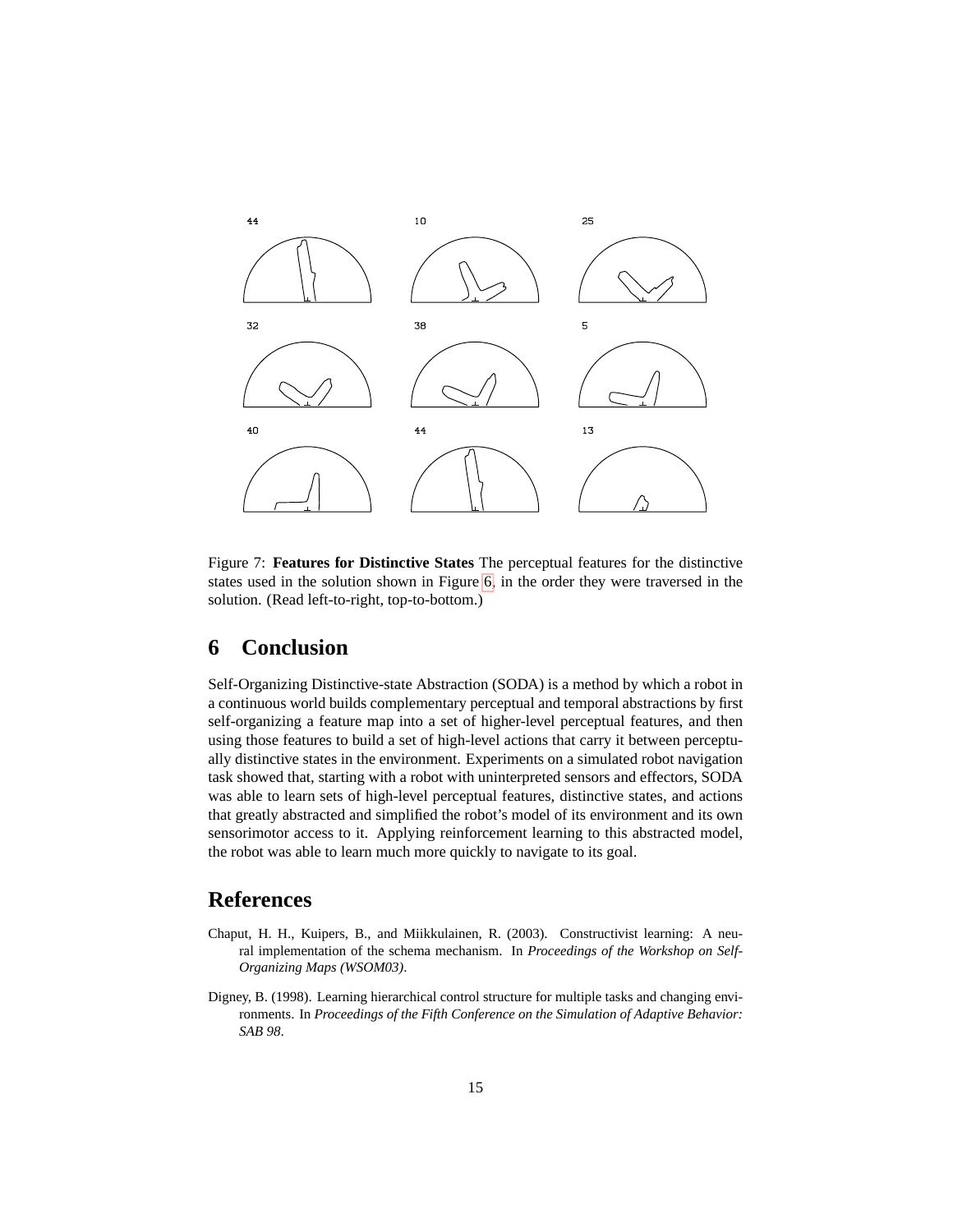44 10 25

32 38 5

40 44 13

Figure 7: **Features for Distinctive States** The perceptual features for the distinctive states used in the solution shown in Figure 6, in the order they were traversed in the solution. (Read left-to-right, top-to-bottom.)

## 6 Conclusion

Self-Organizing Distinctive-state Abstraction (SODA) is a method by which a robot in a continuous world builds complementary perceptual and temporal abstractions by first self-organizing a feature map into a set of higher-level perceptual features, and then using those features to build a set of high-level actions that carry it between perceptually distinctive states in the environment. Experiments on a simulated robot navigation task showed that, starting with a robot with uninterpreted sensors and effectors, SODA was able to learn sets of high-level perceptual features, distinctive states, and actions that greatly abstracted and simplified the robot's model of its environment and its own sensorimotor access to it. Applying reinforcement learning to this abstracted model, the robot was able to learn much more quickly to navigate to its goal.

## References

Chaput, H. H., Kuipers, B., and Miikkulainen, R. (2003). Constructivist learning: A neural implementation of the schema mechanism. In *Proceedings of the Workshop on Self-Organizing Maps (WSOM03)*.

Digney, B. (1998). Learning hierarchical control structure for multiple tasks and changing environments. In *Proceedings of the Fifth Conference on the Simulation of Adaptive Behavior: SAB 98*.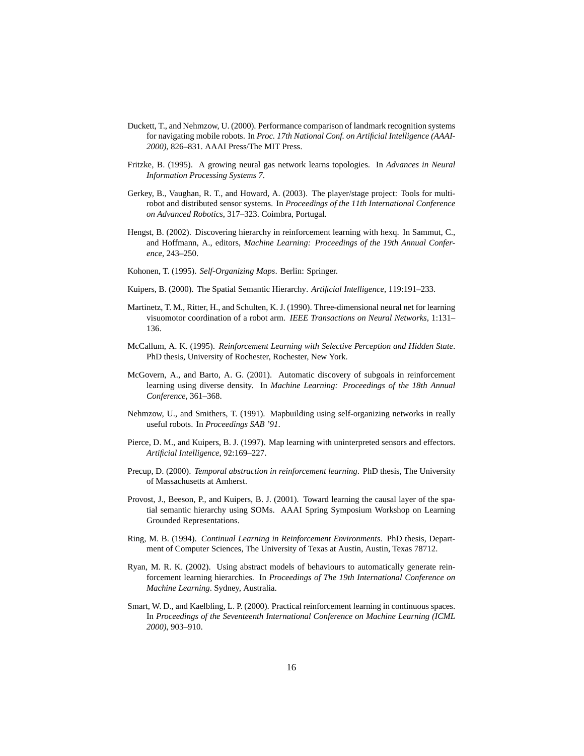Duckett, T., and Nehmzow, U. (2000). Performance comparison of landmark recognition systems for navigating mobile robots. In *Proc. 17th National Conf. on Artificial Intelligence (AAAI-2000)*, 826–831. AAAI Press/The MIT Press.

Fritzke, B. (1995). A growing neural gas network learns topologies. In *Advances in Neural Information Processing Systems 7*.

Gerkey, B., Vaughan, R. T., and Howard, A. (2003). The player/stage project: Tools for multi-robot and distributed sensor systems. In *Proceedings of the 11th International Conference on Advanced Robotics*, 317–323. Coimbra, Portugal.

Hengst, B. (2002). Discovering hierarchy in reinforcement learning with hexq. In Sammut, C., and Hoffmann, A., editors, *Machine Learning: Proceedings of the 19th Annual Conference*, 243–250.

Kohonen, T. (1995). *Self-Organizing Maps*. Berlin: Springer.

Kuipers, B. (2000). The Spatial Semantic Hierarchy. *Artificial Intelligence*, 119:191–233.

Martinetz, T. M., Ritter, H., and Schulten, K. J. (1990). Three-dimensional neural net for learning visuomotor coordination of a robot arm. *IEEE Transactions on Neural Networks*, 1:131–136.

McCallum, A. K. (1995). *Reinforcement Learning with Selective Perception and Hidden State*. PhD thesis, University of Rochester, Rochester, New York.

McGovern, A., and Barto, A. G. (2001). Automatic discovery of subgoals in reinforcement learning using diverse density. In *Machine Learning: Proceedings of the 18th Annual Conference*, 361–368.

Nehmzow, U., and Smithers, T. (1991). Mapbuilding using self-organizing networks in really useful robots. In *Proceedings SAB '91*.

Pierce, D. M., and Kuipers, B. J. (1997). Map learning with uninterpreted sensors and effectors. *Artificial Intelligence*, 92:169–227.

Precup, D. (2000). *Temporal abstraction in reinforcement learning*. PhD thesis, The University of Massachusetts at Amherst.

Provost, J., Beeson, P., and Kuipers, B. J. (2001). Toward learning the causal layer of the spatial semantic hierarchy using SOMs. AAAI Spring Symposium Workshop on Learning Grounded Representations.

Ring, M. B. (1994). *Continual Learning in Reinforcement Environments*. PhD thesis, Department of Computer Sciences, The University of Texas at Austin, Austin, Texas 78712.

Ryan, M. R. K. (2002). Using abstract models of behaviours to automatically generate reinforcement learning hierarchies. In *Proceedings of The 19th International Conference on Machine Learning*. Sydney, Australia.

Smart, W. D., and Kaelbling, L. P. (2000). Practical reinforcement learning in continuous spaces. In *Proceedings of the Seventeenth International Conference on Machine Learning (ICML 2000)*, 903–910.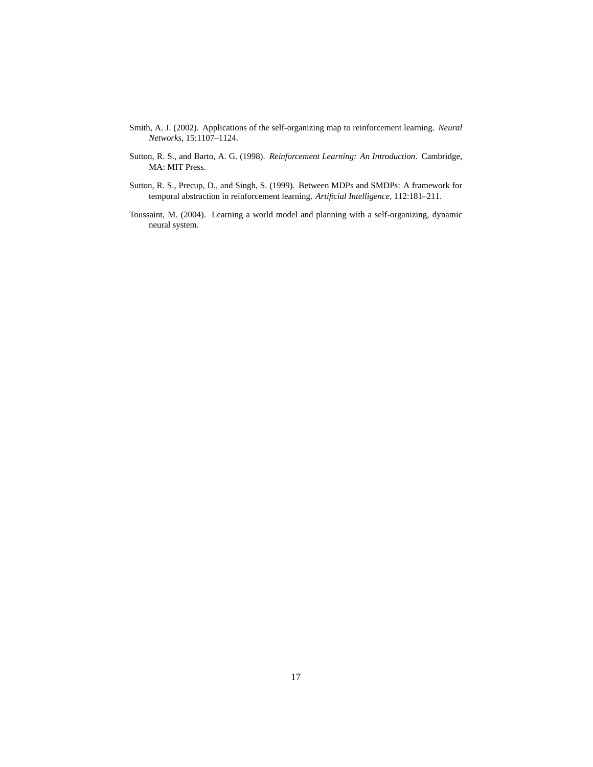Smith, A. J. (2002). Applications of the self-organizing map to reinforcement learning. *Neural Networks*, 15:1107–1124.

Sutton, R. S., and Barto, A. G. (1998). *Reinforcement Learning: An Introduction*. Cambridge, MA: MIT Press.

Sutton, R. S., Precup, D., and Singh, S. (1999). Between MDPs and SMDPs: A framework for temporal abstraction in reinforcement learning. *Artificial Intelligence*, 112:181–211.

Toussaint, M. (2004). Learning a world model and planning with a self-organizing, dynamic neural system.